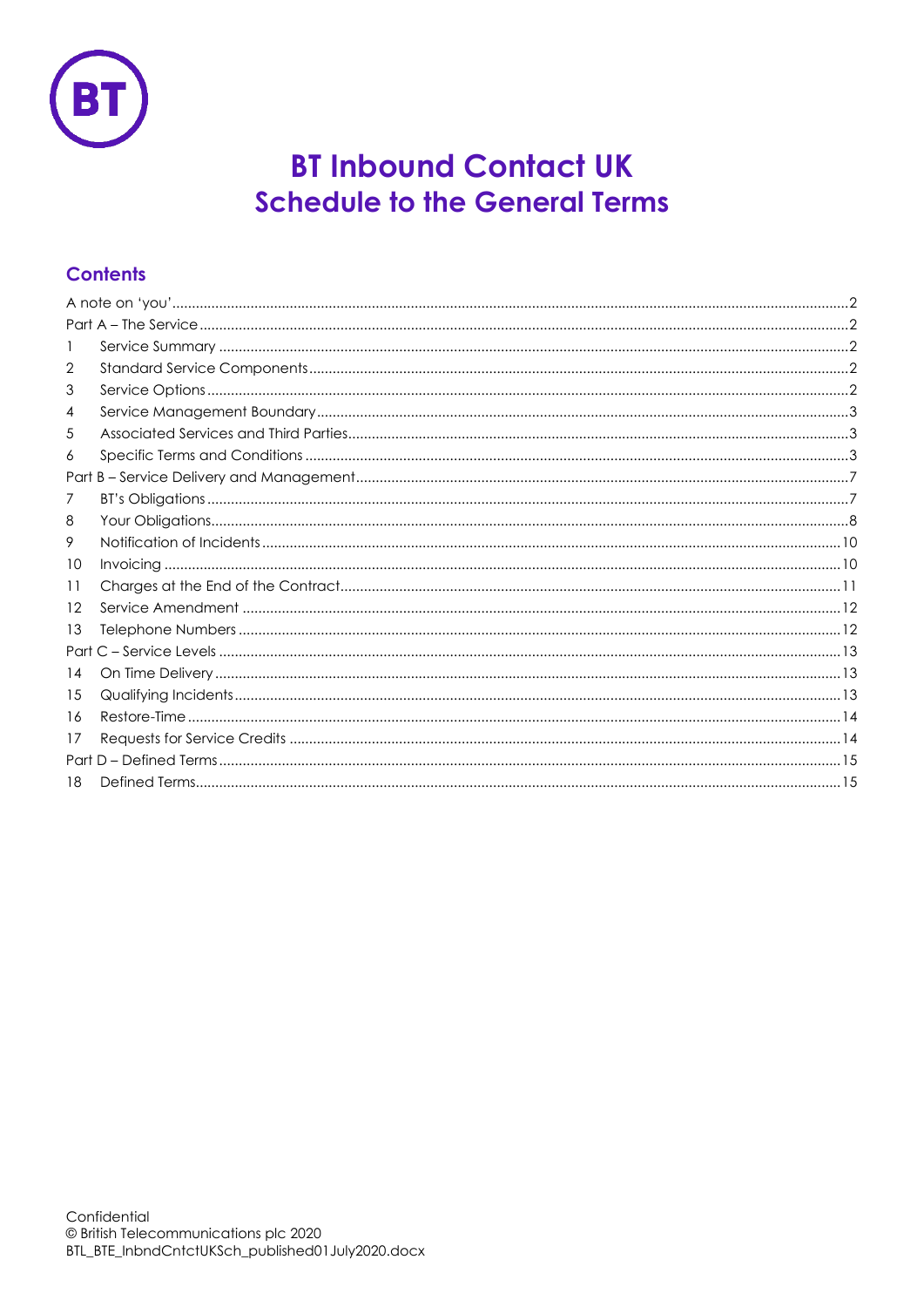# BT Inbound Contact UK
## Schedule to the General Terms

### Contents

A note on 'you' .....2
Part A – The Service .....2
1 Service Summary .....2
2 Standard Service Components .....2
3 Service Options .....2
4 Service Management Boundary .....3
5 Associated Services and Third Parties .....3
6 Specific Terms and Conditions .....3
Part B – Service Delivery and Management .....7
7 BT's Obligations .....7
8 Your Obligations .....8
9 Notification of Incidents .....10
10 Invoicing .....10
11 Charges at the End of the Contract .....11
12 Service Amendment .....12
13 Telephone Numbers .....12
Part C – Service Levels .....13
14 On Time Delivery .....13
15 Qualifying Incidents .....13
16 Restore-Time .....14
17 Requests for Service Credits .....14
Part D – Defined Terms .....15
18 Defined Terms .....15

Confidential
© British Telecommunications plc 2020
BTL_BTE_InbndCntctUKSch_published01July2020.docx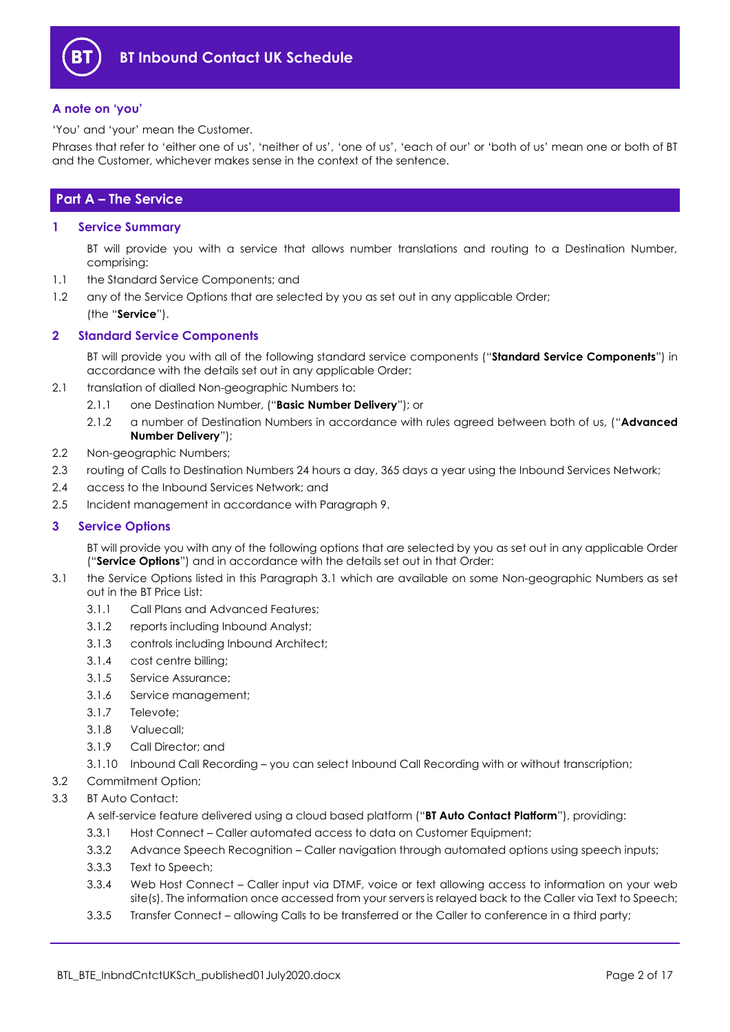## A note on 'you'

'You' and 'your' mean the Customer.

Phrases that refer to 'either one of us', 'neither of us', 'one of us', 'each of our' or 'both of us' mean one or both of BT and the Customer, whichever makes sense in the context of the sentence.

# Part A – The Service

## 1 Service Summary

BT will provide you with a service that allows number translations and routing to a Destination Number, comprising:

1.1 the Standard Service Components; and

1.2 any of the Service Options that are selected by you as set out in any applicable Order;

(the "**Service**").

## 2 Standard Service Components

BT will provide you with all of the following standard service components ("**Standard Service Components**") in accordance with the details set out in any applicable Order:

2.1 translation of dialled Non-geographic Numbers to:

2.1.1 one Destination Number, ("**Basic Number Delivery**"); or

2.1.2 a number of Destination Numbers in accordance with rules agreed between both of us, ("**Advanced Number Delivery**");

2.2 Non-geographic Numbers;

2.3 routing of Calls to Destination Numbers 24 hours a day, 365 days a year using the Inbound Services Network;

2.4 access to the Inbound Services Network; and

2.5 Incident management in accordance with Paragraph 9.

## 3 Service Options

BT will provide you with any of the following options that are selected by you as set out in any applicable Order ("**Service Options**") and in accordance with the details set out in that Order:

3.1 the Service Options listed in this Paragraph 3.1 which are available on some Non-geographic Numbers as set out in the BT Price List:

3.1.1 Call Plans and Advanced Features;

3.1.2 reports including Inbound Analyst;

3.1.3 controls including Inbound Architect;

3.1.4 cost centre billing;

3.1.5 Service Assurance;

3.1.6 Service management;

3.1.7 Televote;

3.1.8 Valuecall;

3.1.9 Call Director; and

3.1.10 Inbound Call Recording – you can select Inbound Call Recording with or without transcription;

3.2 Commitment Option;

3.3 BT Auto Contact:

A self-service feature delivered using a cloud based platform ("**BT Auto Contact Platform**"), providing:

3.3.1 Host Connect – Caller automated access to data on Customer Equipment;

3.3.2 Advance Speech Recognition – Caller navigation through automated options using speech inputs;

3.3.3 Text to Speech;

3.3.4 Web Host Connect – Caller input via DTMF, voice or text allowing access to information on your web site(s). The information once accessed from your servers is relayed back to the Caller via Text to Speech;

3.3.5 Transfer Connect – allowing Calls to be transferred or the Caller to conference in a third party;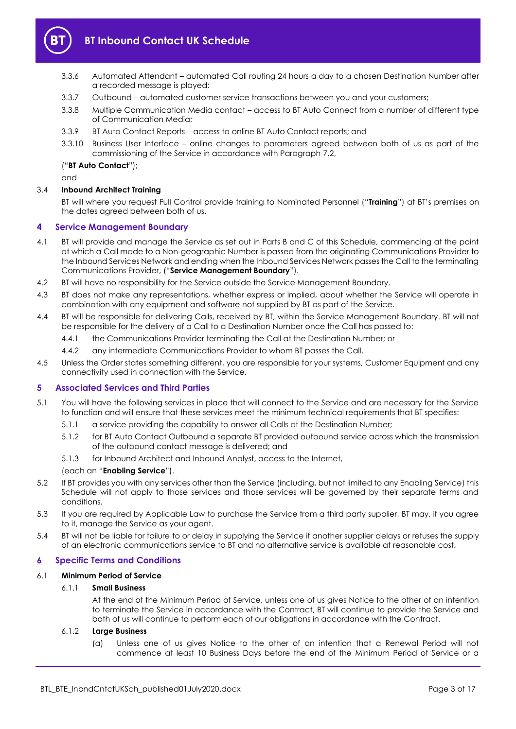3.3.6 Automated Attendant – automated Call routing 24 hours a day to a chosen Destination Number after a recorded message is played;

3.3.7 Outbound – automated customer service transactions between you and your customers;

3.3.8 Multiple Communication Media contact – access to BT Auto Connect from a number of different type of Communication Media;

3.3.9 BT Auto Contact Reports – access to online BT Auto Contact reports; and

3.3.10 Business User Interface – online changes to parameters agreed between both of us as part of the commissioning of the Service in accordance with Paragraph 7.2,

("**BT Auto Contact**");

and

3.4 **Inbound Architect Training**

BT will where you request Full Control provide training to Nominated Personnel ("**Training**") at BT's premises on the dates agreed between both of us.

## 4 Service Management Boundary

4.1 BT will provide and manage the Service as set out in Parts B and C of this Schedule, commencing at the point at which a Call made to a Non-geographic Number is passed from the originating Communications Provider to the Inbound Services Network and ending when the Inbound Services Network passes the Call to the terminating Communications Provider, ("**Service Management Boundary**").

4.2 BT will have no responsibility for the Service outside the Service Management Boundary.

4.3 BT does not make any representations, whether express or implied, about whether the Service will operate in combination with any equipment and software not supplied by BT as part of the Service.

4.4 BT will be responsible for delivering Calls, received by BT, within the Service Management Boundary. BT will not be responsible for the delivery of a Call to a Destination Number once the Call has passed to:

4.4.1 the Communications Provider terminating the Call at the Destination Number; or

4.4.2 any intermediate Communications Provider to whom BT passes the Call.

4.5 Unless the Order states something different, you are responsible for your systems, Customer Equipment and any connectivity used in connection with the Service.

## 5 Associated Services and Third Parties

5.1 You will have the following services in place that will connect to the Service and are necessary for the Service to function and will ensure that these services meet the minimum technical requirements that BT specifies:

5.1.1 a service providing the capability to answer all Calls at the Destination Number;

5.1.2 for BT Auto Contact Outbound a separate BT provided outbound service across which the transmission of the outbound contact message is delivered; and

5.1.3 for Inbound Architect and Inbound Analyst, access to the Internet,

(each an "**Enabling Service**").

5.2 If BT provides you with any services other than the Service (including, but not limited to any Enabling Service) this Schedule will not apply to those services and those services will be governed by their separate terms and conditions.

5.3 If you are required by Applicable Law to purchase the Service from a third party supplier, BT may, if you agree to it, manage the Service as your agent.

5.4 BT will not be liable for failure to or delay in supplying the Service if another supplier delays or refuses the supply of an electronic communications service to BT and no alternative service is available at reasonable cost.

## 6 Specific Terms and Conditions

6.1 **Minimum Period of Service**

6.1.1 **Small Business**

At the end of the Minimum Period of Service, unless one of us gives Notice to the other of an intention to terminate the Service in accordance with the Contract, BT will continue to provide the Service and both of us will continue to perform each of our obligations in accordance with the Contract.

6.1.2 **Large Business**

(a) Unless one of us gives Notice to the other of an intention that a Renewal Period will not commence at least 10 Business Days before the end of the Minimum Period of Service or a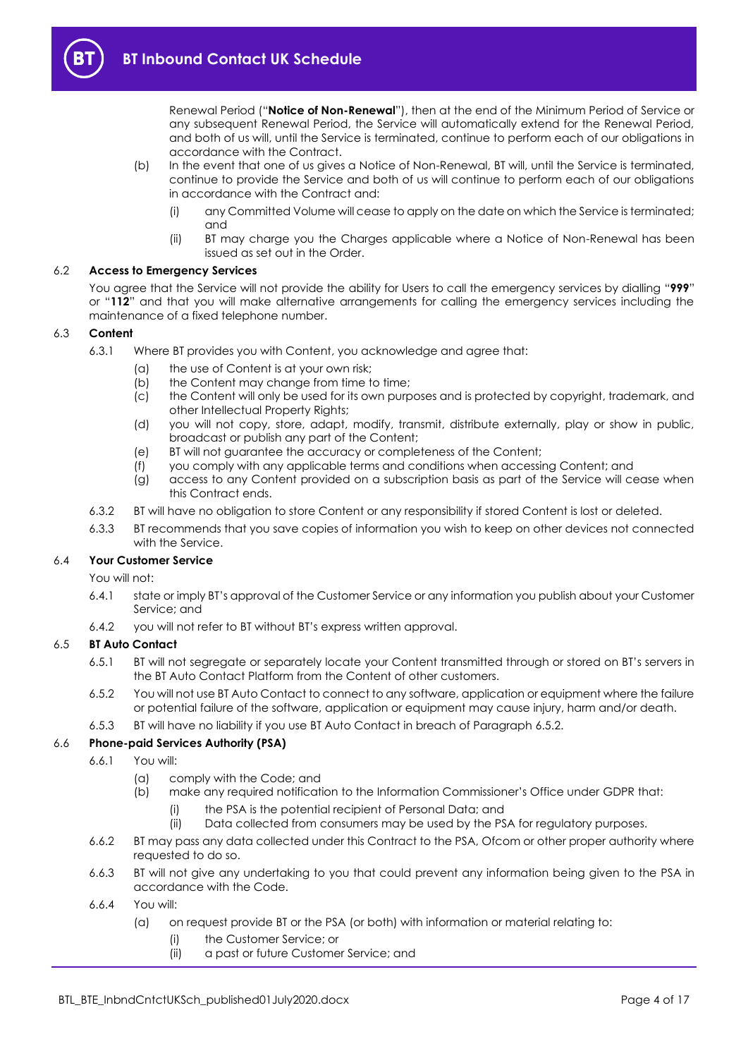Renewal Period ("**Notice of Non-Renewal**"), then at the end of the Minimum Period of Service or any subsequent Renewal Period, the Service will automatically extend for the Renewal Period, and both of us will, until the Service is terminated, continue to perform each of our obligations in accordance with the Contract.

(b) In the event that one of us gives a Notice of Non-Renewal, BT will, until the Service is terminated, continue to provide the Service and both of us will continue to perform each of our obligations in accordance with the Contract and:

(i) any Committed Volume will cease to apply on the date on which the Service is terminated; and

(ii) BT may charge you the Charges applicable where a Notice of Non-Renewal has been issued as set out in the Order.

### 6.2 Access to Emergency Services

You agree that the Service will not provide the ability for Users to call the emergency services by dialling "**999**" or "**112**" and that you will make alternative arrangements for calling the emergency services including the maintenance of a fixed telephone number.

### 6.3 Content

6.3.1 Where BT provides you with Content, you acknowledge and agree that:

(a) the use of Content is at your own risk;
(b) the Content may change from time to time;
(c) the Content will only be used for its own purposes and is protected by copyright, trademark, and other Intellectual Property Rights;
(d) you will not copy, store, adapt, modify, transmit, distribute externally, play or show in public, broadcast or publish any part of the Content;
(e) BT will not guarantee the accuracy or completeness of the Content;
(f) you comply with any applicable terms and conditions when accessing Content; and
(g) access to any Content provided on a subscription basis as part of the Service will cease when this Contract ends.

6.3.2 BT will have no obligation to store Content or any responsibility if stored Content is lost or deleted.

6.3.3 BT recommends that you save copies of information you wish to keep on other devices not connected with the Service.

### 6.4 Your Customer Service

You will not:

6.4.1 state or imply BT's approval of the Customer Service or any information you publish about your Customer Service; and

6.4.2 you will not refer to BT without BT's express written approval.

### 6.5 BT Auto Contact

6.5.1 BT will not segregate or separately locate your Content transmitted through or stored on BT's servers in the BT Auto Contact Platform from the Content of other customers.

6.5.2 You will not use BT Auto Contact to connect to any software, application or equipment where the failure or potential failure of the software, application or equipment may cause injury, harm and/or death.

6.5.3 BT will have no liability if you use BT Auto Contact in breach of Paragraph 6.5.2.

### 6.6 Phone-paid Services Authority (PSA)

6.6.1 You will:

(a) comply with the Code; and
(b) make any required notification to the Information Commissioner's Office under GDPR that:
   (i) the PSA is the potential recipient of Personal Data; and
   (ii) Data collected from consumers may be used by the PSA for regulatory purposes.

6.6.2 BT may pass any data collected under this Contract to the PSA, Ofcom or other proper authority where requested to do so.

6.6.3 BT will not give any undertaking to you that could prevent any information being given to the PSA in accordance with the Code.

6.6.4 You will:

(a) on request provide BT or the PSA (or both) with information or material relating to:
   (i) the Customer Service; or
   (ii) a past or future Customer Service; and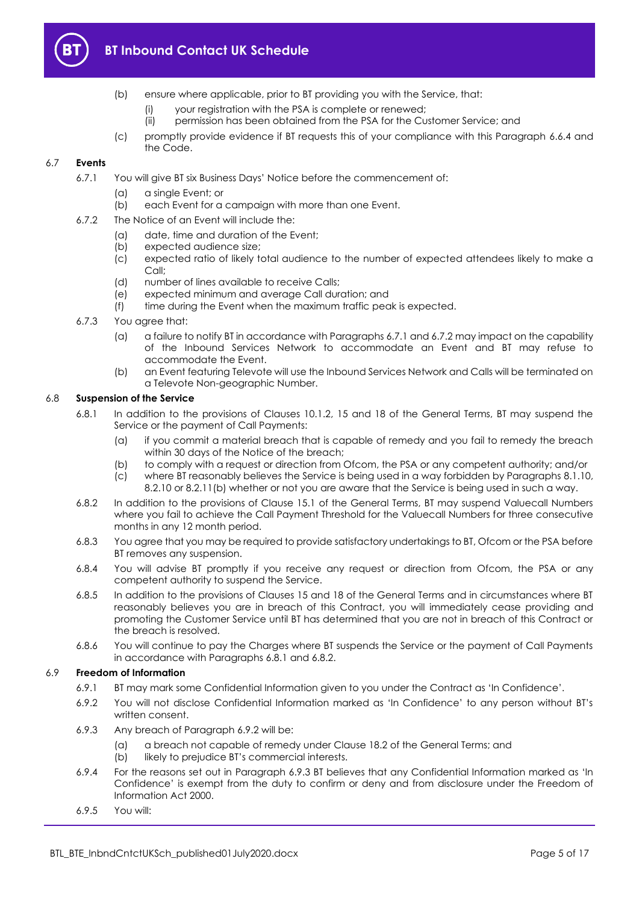(b) ensure where applicable, prior to BT providing you with the Service, that:

(i) your registration with the PSA is complete or renewed;

(ii) permission has been obtained from the PSA for the Customer Service; and

(c) promptly provide evidence if BT requests this of your compliance with this Paragraph 6.6.4 and the Code.

6.7 **Events**

6.7.1 You will give BT six Business Days' Notice before the commencement of:

(a) a single Event; or

(b) each Event for a campaign with more than one Event.

6.7.2 The Notice of an Event will include the:

(a) date, time and duration of the Event;

(b) expected audience size;

(c) expected ratio of likely total audience to the number of expected attendees likely to make a Call;

(d) number of lines available to receive Calls;

(e) expected minimum and average Call duration; and

(f) time during the Event when the maximum traffic peak is expected.

6.7.3 You agree that:

(a) a failure to notify BT in accordance with Paragraphs 6.7.1 and 6.7.2 may impact on the capability of the Inbound Services Network to accommodate an Event and BT may refuse to accommodate the Event.

(b) an Event featuring Televote will use the Inbound Services Network and Calls will be terminated on a Televote Non-geographic Number.

6.8 **Suspension of the Service**

6.8.1 In addition to the provisions of Clauses 10.1.2, 15 and 18 of the General Terms, BT may suspend the Service or the payment of Call Payments:

(a) if you commit a material breach that is capable of remedy and you fail to remedy the breach within 30 days of the Notice of the breach;

(b) to comply with a request or direction from Ofcom, the PSA or any competent authority; and/or

(c) where BT reasonably believes the Service is being used in a way forbidden by Paragraphs 8.1.10, 8.2.10 or 8.2.11(b) whether or not you are aware that the Service is being used in such a way.

6.8.2 In addition to the provisions of Clause 15.1 of the General Terms, BT may suspend Valuecall Numbers where you fail to achieve the Call Payment Threshold for the Valuecall Numbers for three consecutive months in any 12 month period.

6.8.3 You agree that you may be required to provide satisfactory undertakings to BT, Ofcom or the PSA before BT removes any suspension.

6.8.4 You will advise BT promptly if you receive any request or direction from Ofcom, the PSA or any competent authority to suspend the Service.

6.8.5 In addition to the provisions of Clauses 15 and 18 of the General Terms and in circumstances where BT reasonably believes you are in breach of this Contract, you will immediately cease providing and promoting the Customer Service until BT has determined that you are not in breach of this Contract or the breach is resolved.

6.8.6 You will continue to pay the Charges where BT suspends the Service or the payment of Call Payments in accordance with Paragraphs 6.8.1 and 6.8.2.

6.9 **Freedom of Information**

6.9.1 BT may mark some Confidential Information given to you under the Contract as 'In Confidence'.

6.9.2 You will not disclose Confidential Information marked as 'In Confidence' to any person without BT's written consent.

6.9.3 Any breach of Paragraph 6.9.2 will be:

(a) a breach not capable of remedy under Clause 18.2 of the General Terms; and

(b) likely to prejudice BT's commercial interests.

6.9.4 For the reasons set out in Paragraph 6.9.3 BT believes that any Confidential Information marked as 'In Confidence' is exempt from the duty to confirm or deny and from disclosure under the Freedom of Information Act 2000.

6.9.5 You will: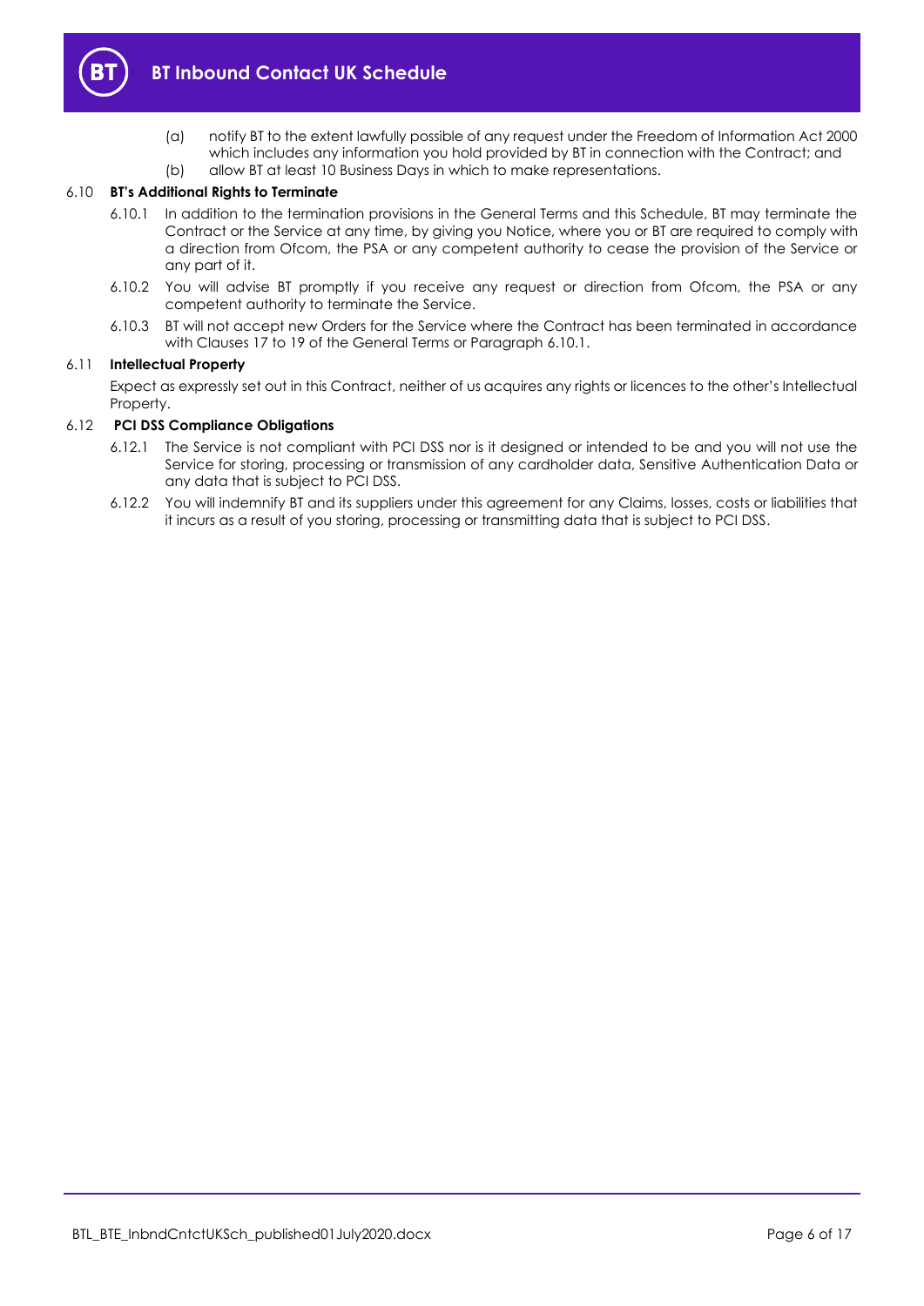(a) notify BT to the extent lawfully possible of any request under the Freedom of Information Act 2000 which includes any information you hold provided by BT in connection with the Contract; and

(b) allow BT at least 10 Business Days in which to make representations.

6.10 **BT's Additional Rights to Terminate**

6.10.1 In addition to the termination provisions in the General Terms and this Schedule, BT may terminate the Contract or the Service at any time, by giving you Notice, where you or BT are required to comply with a direction from Ofcom, the PSA or any competent authority to cease the provision of the Service or any part of it.

6.10.2 You will advise BT promptly if you receive any request or direction from Ofcom, the PSA or any competent authority to terminate the Service.

6.10.3 BT will not accept new Orders for the Service where the Contract has been terminated in accordance with Clauses 17 to 19 of the General Terms or Paragraph 6.10.1.

6.11 **Intellectual Property**

Expect as expressly set out in this Contract, neither of us acquires any rights or licences to the other's Intellectual Property.

6.12 **PCI DSS Compliance Obligations**

6.12.1 The Service is not compliant with PCI DSS nor is it designed or intended to be and you will not use the Service for storing, processing or transmission of any cardholder data, Sensitive Authentication Data or any data that is subject to PCI DSS.

6.12.2 You will indemnify BT and its suppliers under this agreement for any Claims, losses, costs or liabilities that it incurs as a result of you storing, processing or transmitting data that is subject to PCI DSS.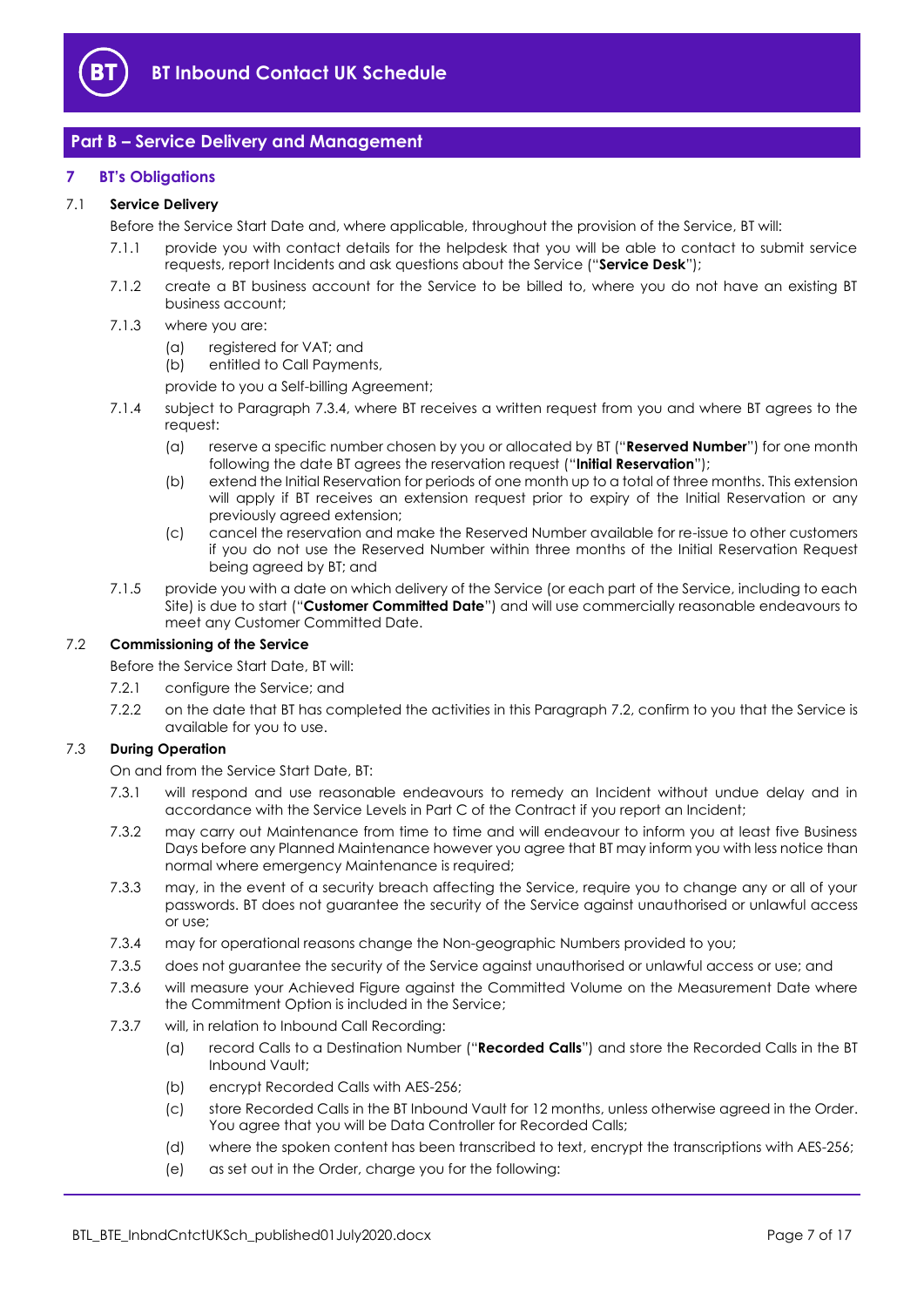## Part B – Service Delivery and Management

### 7 BT's Obligations

#### 7.1 Service Delivery

Before the Service Start Date and, where applicable, throughout the provision of the Service, BT will:

7.1.1 provide you with contact details for the helpdesk that you will be able to contact to submit service requests, report Incidents and ask questions about the Service ("**Service Desk**");

7.1.2 create a BT business account for the Service to be billed to, where you do not have an existing BT business account;

7.1.3 where you are:

(a) registered for VAT; and

(b) entitled to Call Payments,

provide to you a Self-billing Agreement;

7.1.4 subject to Paragraph 7.3.4, where BT receives a written request from you and where BT agrees to the request:

(a) reserve a specific number chosen by you or allocated by BT ("**Reserved Number**") for one month following the date BT agrees the reservation request ("**Initial Reservation**");

(b) extend the Initial Reservation for periods of one month up to a total of three months. This extension will apply if BT receives an extension request prior to expiry of the Initial Reservation or any previously agreed extension;

(c) cancel the reservation and make the Reserved Number available for re-issue to other customers if you do not use the Reserved Number within three months of the Initial Reservation Request being agreed by BT; and

7.1.5 provide you with a date on which delivery of the Service (or each part of the Service, including to each Site) is due to start ("**Customer Committed Date**") and will use commercially reasonable endeavours to meet any Customer Committed Date.

#### 7.2 Commissioning of the Service

Before the Service Start Date, BT will:

7.2.1 configure the Service; and

7.2.2 on the date that BT has completed the activities in this Paragraph 7.2, confirm to you that the Service is available for you to use.

#### 7.3 During Operation

On and from the Service Start Date, BT:

7.3.1 will respond and use reasonable endeavours to remedy an Incident without undue delay and in accordance with the Service Levels in Part C of the Contract if you report an Incident;

7.3.2 may carry out Maintenance from time to time and will endeavour to inform you at least five Business Days before any Planned Maintenance however you agree that BT may inform you with less notice than normal where emergency Maintenance is required;

7.3.3 may, in the event of a security breach affecting the Service, require you to change any or all of your passwords. BT does not guarantee the security of the Service against unauthorised or unlawful access or use;

7.3.4 may for operational reasons change the Non-geographic Numbers provided to you;

7.3.5 does not guarantee the security of the Service against unauthorised or unlawful access or use; and

7.3.6 will measure your Achieved Figure against the Committed Volume on the Measurement Date where the Commitment Option is included in the Service;

7.3.7 will, in relation to Inbound Call Recording:

(a) record Calls to a Destination Number ("**Recorded Calls**") and store the Recorded Calls in the BT Inbound Vault;

(b) encrypt Recorded Calls with AES-256;

(c) store Recorded Calls in the BT Inbound Vault for 12 months, unless otherwise agreed in the Order. You agree that you will be Data Controller for Recorded Calls;

(d) where the spoken content has been transcribed to text, encrypt the transcriptions with AES-256;

(e) as set out in the Order, charge you for the following: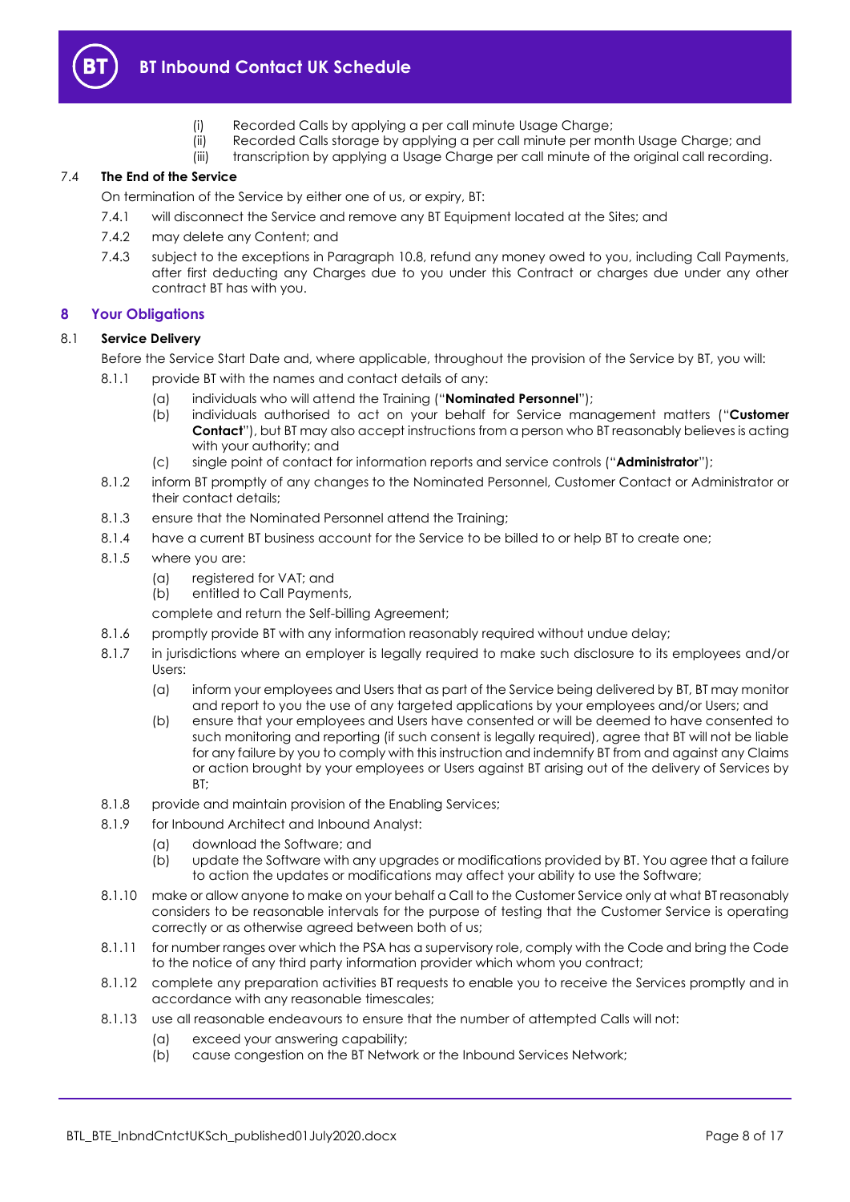(i) Recorded Calls by applying a per call minute Usage Charge;
(ii) Recorded Calls storage by applying a per call minute per month Usage Charge; and
(iii) transcription by applying a Usage Charge per call minute of the original call recording.

7.4 **The End of the Service**

On termination of the Service by either one of us, or expiry, BT:

7.4.1 will disconnect the Service and remove any BT Equipment located at the Sites; and

7.4.2 may delete any Content; and

7.4.3 subject to the exceptions in Paragraph 10.8, refund any money owed to you, including Call Payments, after first deducting any Charges due to you under this Contract or charges due under any other contract BT has with you.

## 8 Your Obligations

8.1 **Service Delivery**

Before the Service Start Date and, where applicable, throughout the provision of the Service by BT, you will:

8.1.1 provide BT with the names and contact details of any:

(a) individuals who will attend the Training ("**Nominated Personnel**");
(b) individuals authorised to act on your behalf for Service management matters ("**Customer Contact**"), but BT may also accept instructions from a person who BT reasonably believes is acting with your authority; and
(c) single point of contact for information reports and service controls ("**Administrator**");

8.1.2 inform BT promptly of any changes to the Nominated Personnel, Customer Contact or Administrator or their contact details;

8.1.3 ensure that the Nominated Personnel attend the Training;

8.1.4 have a current BT business account for the Service to be billed to or help BT to create one;

8.1.5 where you are:

(a) registered for VAT; and
(b) entitled to Call Payments,

complete and return the Self-billing Agreement;

8.1.6 promptly provide BT with any information reasonably required without undue delay;

8.1.7 in jurisdictions where an employer is legally required to make such disclosure to its employees and/or Users:

(a) inform your employees and Users that as part of the Service being delivered by BT, BT may monitor and report to you the use of any targeted applications by your employees and/or Users; and
(b) ensure that your employees and Users have consented or will be deemed to have consented to such monitoring and reporting (if such consent is legally required), agree that BT will not be liable for any failure by you to comply with this instruction and indemnify BT from and against any Claims or action brought by your employees or Users against BT arising out of the delivery of Services by BT;

8.1.8 provide and maintain provision of the Enabling Services;

8.1.9 for Inbound Architect and Inbound Analyst:

(a) download the Software; and
(b) update the Software with any upgrades or modifications provided by BT. You agree that a failure to action the updates or modifications may affect your ability to use the Software;

8.1.10 make or allow anyone to make on your behalf a Call to the Customer Service only at what BT reasonably considers to be reasonable intervals for the purpose of testing that the Customer Service is operating correctly or as otherwise agreed between both of us;

8.1.11 for number ranges over which the PSA has a supervisory role, comply with the Code and bring the Code to the notice of any third party information provider which whom you contract;

8.1.12 complete any preparation activities BT requests to enable you to receive the Services promptly and in accordance with any reasonable timescales;

8.1.13 use all reasonable endeavours to ensure that the number of attempted Calls will not:

(a) exceed your answering capability;
(b) cause congestion on the BT Network or the Inbound Services Network;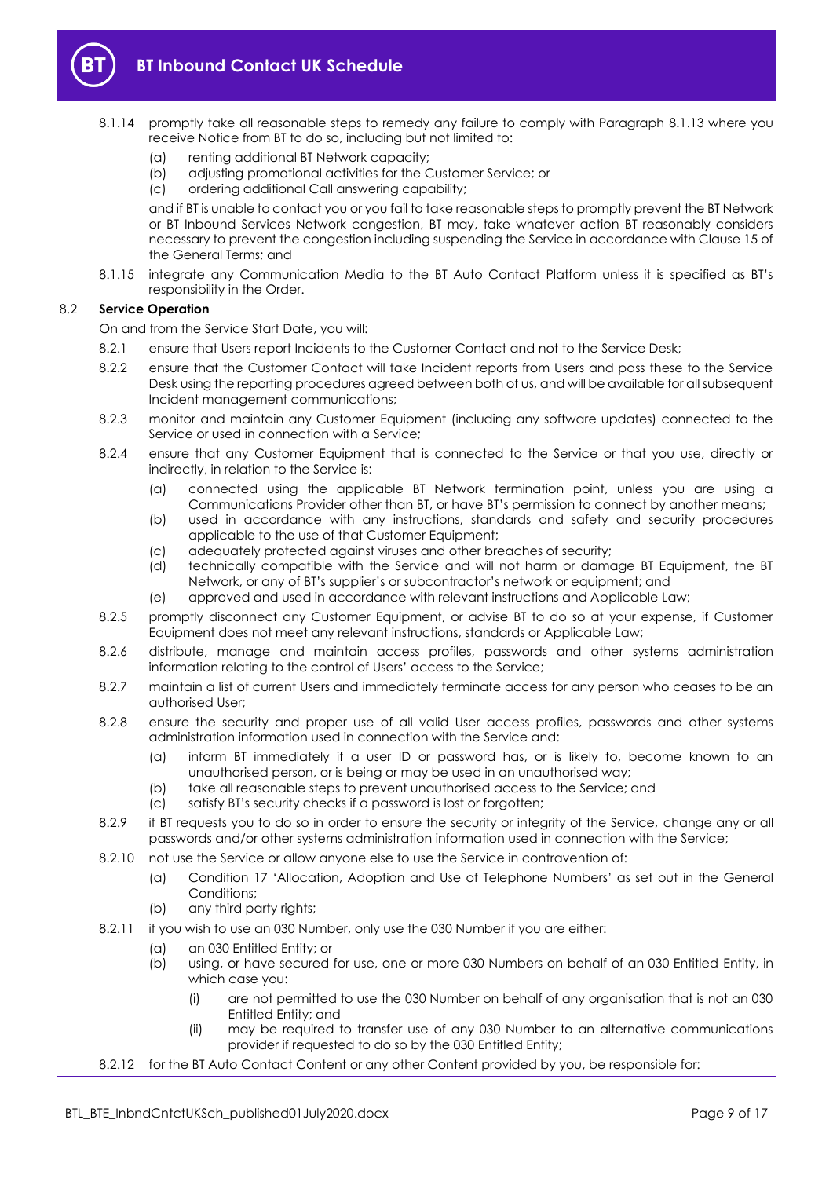8.1.14 promptly take all reasonable steps to remedy any failure to comply with Paragraph 8.1.13 where you receive Notice from BT to do so, including but not limited to:

(a) renting additional BT Network capacity;

(b) adjusting promotional activities for the Customer Service; or

(c) ordering additional Call answering capability;

and if BT is unable to contact you or you fail to take reasonable steps to promptly prevent the BT Network or BT Inbound Services Network congestion, BT may, take whatever action BT reasonably considers necessary to prevent the congestion including suspending the Service in accordance with Clause 15 of the General Terms; and

8.1.15 integrate any Communication Media to the BT Auto Contact Platform unless it is specified as BT's responsibility in the Order.

### 8.2 **Service Operation**

On and from the Service Start Date, you will:

8.2.1 ensure that Users report Incidents to the Customer Contact and not to the Service Desk;

8.2.2 ensure that the Customer Contact will take Incident reports from Users and pass these to the Service Desk using the reporting procedures agreed between both of us, and will be available for all subsequent Incident management communications;

8.2.3 monitor and maintain any Customer Equipment (including any software updates) connected to the Service or used in connection with a Service;

8.2.4 ensure that any Customer Equipment that is connected to the Service or that you use, directly or indirectly, in relation to the Service is:

(a) connected using the applicable BT Network termination point, unless you are using a Communications Provider other than BT, or have BT's permission to connect by another means;

(b) used in accordance with any instructions, standards and safety and security procedures applicable to the use of that Customer Equipment;

(c) adequately protected against viruses and other breaches of security;

(d) technically compatible with the Service and will not harm or damage BT Equipment, the BT Network, or any of BT's supplier's or subcontractor's network or equipment; and

(e) approved and used in accordance with relevant instructions and Applicable Law;

8.2.5 promptly disconnect any Customer Equipment, or advise BT to do so at your expense, if Customer Equipment does not meet any relevant instructions, standards or Applicable Law;

8.2.6 distribute, manage and maintain access profiles, passwords and other systems administration information relating to the control of Users' access to the Service;

8.2.7 maintain a list of current Users and immediately terminate access for any person who ceases to be an authorised User;

8.2.8 ensure the security and proper use of all valid User access profiles, passwords and other systems administration information used in connection with the Service and:

(a) inform BT immediately if a user ID or password has, or is likely to, become known to an unauthorised person, or is being or may be used in an unauthorised way;

(b) take all reasonable steps to prevent unauthorised access to the Service; and

(c) satisfy BT's security checks if a password is lost or forgotten;

8.2.9 if BT requests you to do so in order to ensure the security or integrity of the Service, change any or all passwords and/or other systems administration information used in connection with the Service;

8.2.10 not use the Service or allow anyone else to use the Service in contravention of:

(a) Condition 17 'Allocation, Adoption and Use of Telephone Numbers' as set out in the General Conditions;

(b) any third party rights;

8.2.11 if you wish to use an 030 Number, only use the 030 Number if you are either:

(a) an 030 Entitled Entity; or

(b) using, or have secured for use, one or more 030 Numbers on behalf of an 030 Entitled Entity, in which case you:

(i) are not permitted to use the 030 Number on behalf of any organisation that is not an 030 Entitled Entity; and

(ii) may be required to transfer use of any 030 Number to an alternative communications provider if requested to do so by the 030 Entitled Entity;

8.2.12 for the BT Auto Contact Content or any other Content provided by you, be responsible for: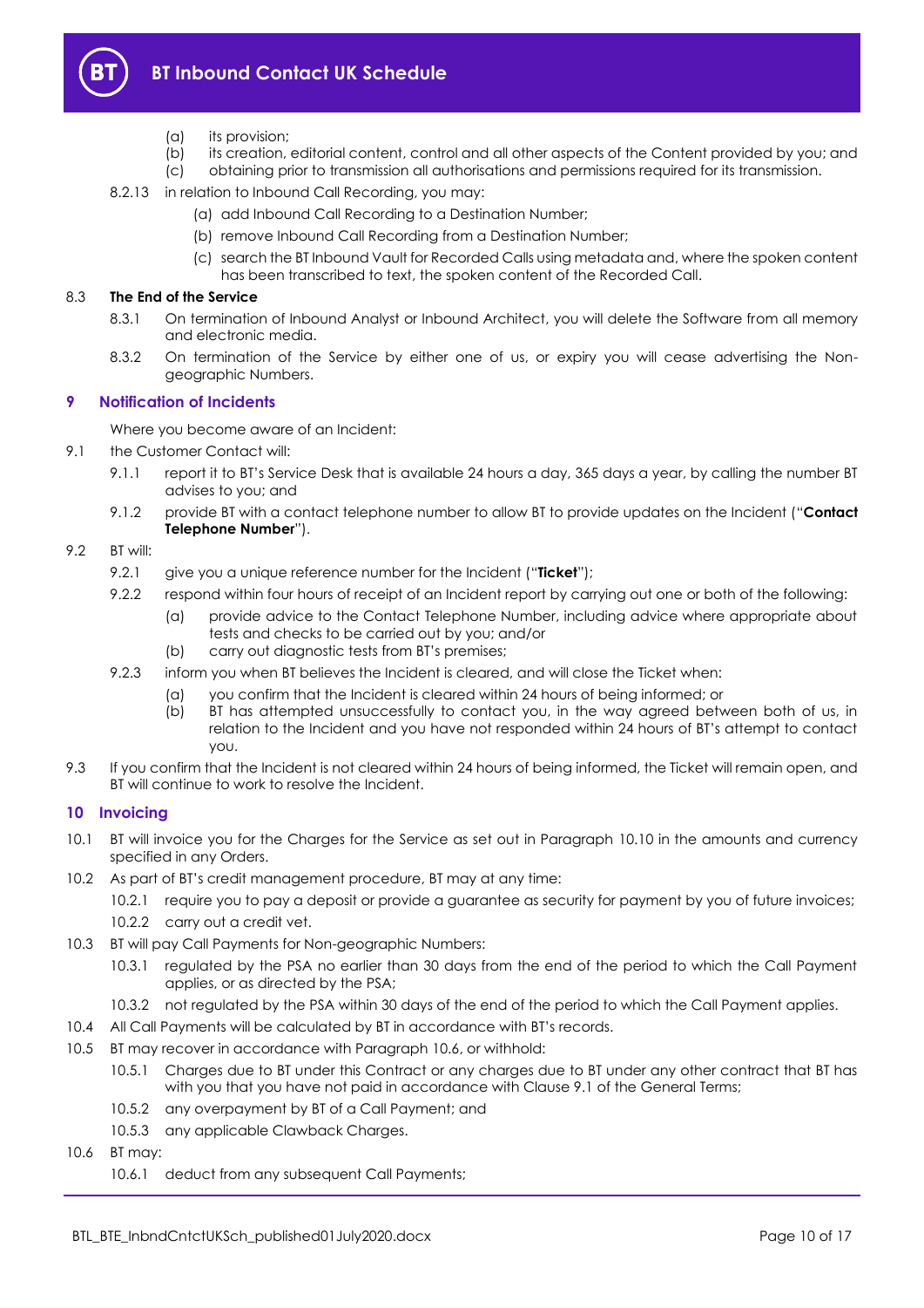(a) its provision;
(b) its creation, editorial content, control and all other aspects of the Content provided by you; and
(c) obtaining prior to transmission all authorisations and permissions required for its transmission.

8.2.13 in relation to Inbound Call Recording, you may:

(a) add Inbound Call Recording to a Destination Number;
(b) remove Inbound Call Recording from a Destination Number;
(c) search the BT Inbound Vault for Recorded Calls using metadata and, where the spoken content has been transcribed to text, the spoken content of the Recorded Call.

8.3 **The End of the Service**

8.3.1 On termination of Inbound Analyst or Inbound Architect, you will delete the Software from all memory and electronic media.

8.3.2 On termination of the Service by either one of us, or expiry you will cease advertising the Non-geographic Numbers.

## 9 Notification of Incidents

Where you become aware of an Incident:

9.1 the Customer Contact will:

9.1.1 report it to BT's Service Desk that is available 24 hours a day, 365 days a year, by calling the number BT advises to you; and

9.1.2 provide BT with a contact telephone number to allow BT to provide updates on the Incident ("**Contact Telephone Number**").

9.2 BT will:

9.2.1 give you a unique reference number for the Incident ("**Ticket**");

9.2.2 respond within four hours of receipt of an Incident report by carrying out one or both of the following:

(a) provide advice to the Contact Telephone Number, including advice where appropriate about tests and checks to be carried out by you; and/or
(b) carry out diagnostic tests from BT's premises;

9.2.3 inform you when BT believes the Incident is cleared, and will close the Ticket when:

(a) you confirm that the Incident is cleared within 24 hours of being informed; or
(b) BT has attempted unsuccessfully to contact you, in the way agreed between both of us, in relation to the Incident and you have not responded within 24 hours of BT's attempt to contact you.

9.3 If you confirm that the Incident is not cleared within 24 hours of being informed, the Ticket will remain open, and BT will continue to work to resolve the Incident.

## 10 Invoicing

10.1 BT will invoice you for the Charges for the Service as set out in Paragraph 10.10 in the amounts and currency specified in any Orders.

10.2 As part of BT's credit management procedure, BT may at any time:

10.2.1 require you to pay a deposit or provide a guarantee as security for payment by you of future invoices;

10.2.2 carry out a credit vet.

10.3 BT will pay Call Payments for Non-geographic Numbers:

10.3.1 regulated by the PSA no earlier than 30 days from the end of the period to which the Call Payment applies, or as directed by the PSA;

10.3.2 not regulated by the PSA within 30 days of the end of the period to which the Call Payment applies.

10.4 All Call Payments will be calculated by BT in accordance with BT's records.

10.5 BT may recover in accordance with Paragraph 10.6, or withhold:

10.5.1 Charges due to BT under this Contract or any charges due to BT under any other contract that BT has with you that you have not paid in accordance with Clause 9.1 of the General Terms;

10.5.2 any overpayment by BT of a Call Payment; and

10.5.3 any applicable Clawback Charges.

10.6 BT may:

10.6.1 deduct from any subsequent Call Payments;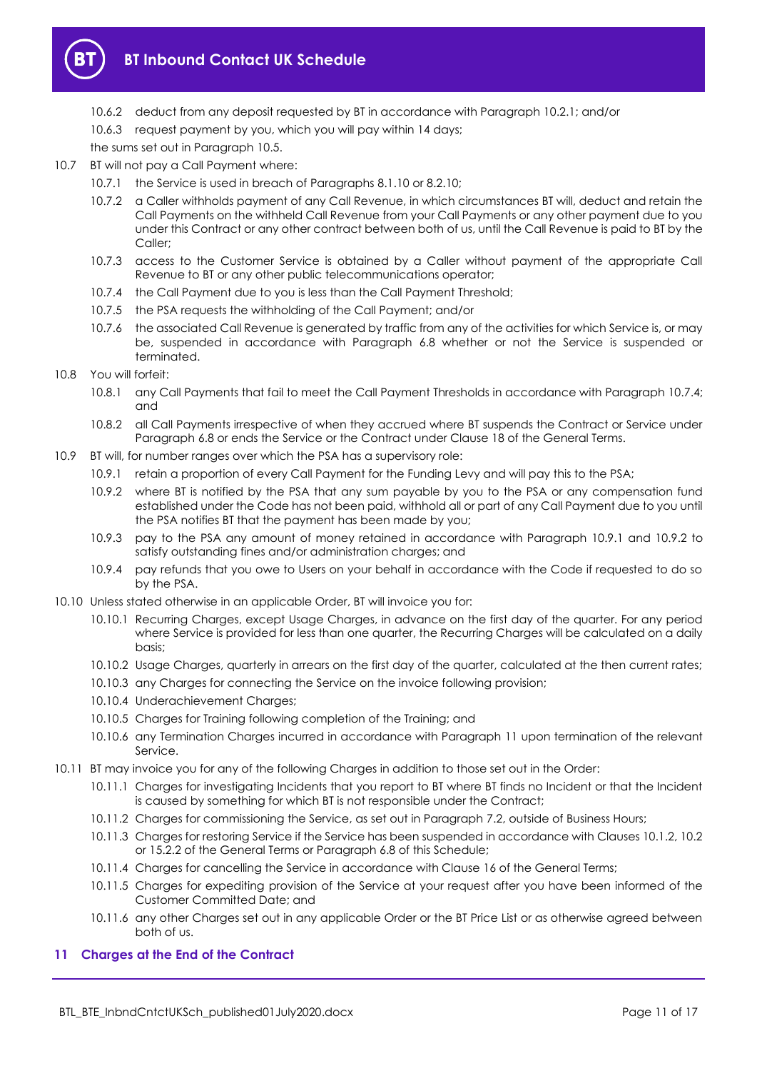10.6.2 deduct from any deposit requested by BT in accordance with Paragraph 10.2.1; and/or

10.6.3 request payment by you, which you will pay within 14 days;

the sums set out in Paragraph 10.5.

10.7 BT will not pay a Call Payment where:

10.7.1 the Service is used in breach of Paragraphs 8.1.10 or 8.2.10;

10.7.2 a Caller withholds payment of any Call Revenue, in which circumstances BT will, deduct and retain the Call Payments on the withheld Call Revenue from your Call Payments or any other payment due to you under this Contract or any other contract between both of us, until the Call Revenue is paid to BT by the Caller;

10.7.3 access to the Customer Service is obtained by a Caller without payment of the appropriate Call Revenue to BT or any other public telecommunications operator;

10.7.4 the Call Payment due to you is less than the Call Payment Threshold;

10.7.5 the PSA requests the withholding of the Call Payment; and/or

10.7.6 the associated Call Revenue is generated by traffic from any of the activities for which Service is, or may be, suspended in accordance with Paragraph 6.8 whether or not the Service is suspended or terminated.

10.8 You will forfeit:

10.8.1 any Call Payments that fail to meet the Call Payment Thresholds in accordance with Paragraph 10.7.4; and

10.8.2 all Call Payments irrespective of when they accrued where BT suspends the Contract or Service under Paragraph 6.8 or ends the Service or the Contract under Clause 18 of the General Terms.

10.9 BT will, for number ranges over which the PSA has a supervisory role:

10.9.1 retain a proportion of every Call Payment for the Funding Levy and will pay this to the PSA;

10.9.2 where BT is notified by the PSA that any sum payable by you to the PSA or any compensation fund established under the Code has not been paid, withhold all or part of any Call Payment due to you until the PSA notifies BT that the payment has been made by you;

10.9.3 pay to the PSA any amount of money retained in accordance with Paragraph 10.9.1 and 10.9.2 to satisfy outstanding fines and/or administration charges; and

10.9.4 pay refunds that you owe to Users on your behalf in accordance with the Code if requested to do so by the PSA.

10.10 Unless stated otherwise in an applicable Order, BT will invoice you for:

10.10.1 Recurring Charges, except Usage Charges, in advance on the first day of the quarter. For any period where Service is provided for less than one quarter, the Recurring Charges will be calculated on a daily basis;

10.10.2 Usage Charges, quarterly in arrears on the first day of the quarter, calculated at the then current rates;

10.10.3 any Charges for connecting the Service on the invoice following provision;

10.10.4 Underachievement Charges;

10.10.5 Charges for Training following completion of the Training; and

10.10.6 any Termination Charges incurred in accordance with Paragraph 11 upon termination of the relevant Service.

10.11 BT may invoice you for any of the following Charges in addition to those set out in the Order:

10.11.1 Charges for investigating Incidents that you report to BT where BT finds no Incident or that the Incident is caused by something for which BT is not responsible under the Contract;

10.11.2 Charges for commissioning the Service, as set out in Paragraph 7.2, outside of Business Hours;

10.11.3 Charges for restoring Service if the Service has been suspended in accordance with Clauses 10.1.2, 10.2 or 15.2.2 of the General Terms or Paragraph 6.8 of this Schedule;

10.11.4 Charges for cancelling the Service in accordance with Clause 16 of the General Terms;

10.11.5 Charges for expediting provision of the Service at your request after you have been informed of the Customer Committed Date; and

10.11.6 any other Charges set out in any applicable Order or the BT Price List or as otherwise agreed between both of us.

## 11 Charges at the End of the Contract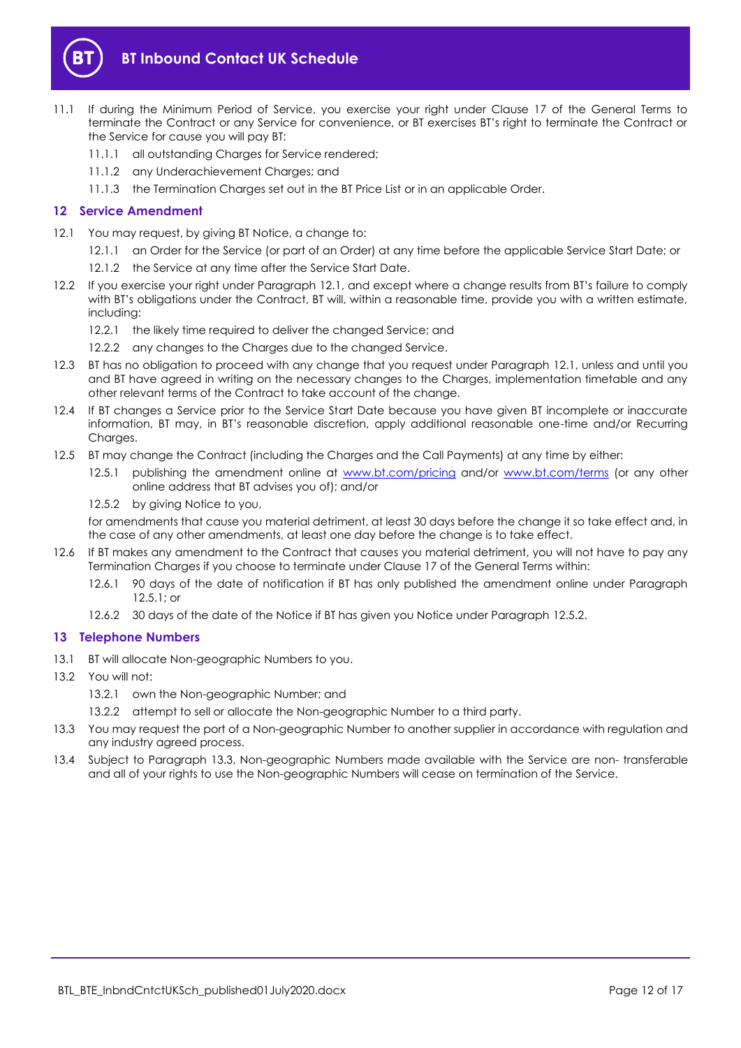11.1 If during the Minimum Period of Service, you exercise your right under Clause 17 of the General Terms to terminate the Contract or any Service for convenience, or BT exercises BT's right to terminate the Contract or the Service for cause you will pay BT:

11.1.1 all outstanding Charges for Service rendered;

11.1.2 any Underachievement Charges; and

11.1.3 the Termination Charges set out in the BT Price List or in an applicable Order.

## 12 Service Amendment

12.1 You may request, by giving BT Notice, a change to:

12.1.1 an Order for the Service (or part of an Order) at any time before the applicable Service Start Date; or

12.1.2 the Service at any time after the Service Start Date.

12.2 If you exercise your right under Paragraph 12.1, and except where a change results from BT's failure to comply with BT's obligations under the Contract, BT will, within a reasonable time, provide you with a written estimate, including:

12.2.1 the likely time required to deliver the changed Service; and

12.2.2 any changes to the Charges due to the changed Service.

12.3 BT has no obligation to proceed with any change that you request under Paragraph 12.1, unless and until you and BT have agreed in writing on the necessary changes to the Charges, implementation timetable and any other relevant terms of the Contract to take account of the change.

12.4 If BT changes a Service prior to the Service Start Date because you have given BT incomplete or inaccurate information, BT may, in BT's reasonable discretion, apply additional reasonable one-time and/or Recurring Charges.

12.5 BT may change the Contract (including the Charges and the Call Payments) at any time by either:

12.5.1 publishing the amendment online at www.bt.com/pricing and/or www.bt.com/terms (or any other online address that BT advises you of); and/or

12.5.2 by giving Notice to you,

for amendments that cause you material detriment, at least 30 days before the change it so take effect and, in the case of any other amendments, at least one day before the change is to take effect.

12.6 If BT makes any amendment to the Contract that causes you material detriment, you will not have to pay any Termination Charges if you choose to terminate under Clause 17 of the General Terms within:

12.6.1 90 days of the date of notification if BT has only published the amendment online under Paragraph 12.5.1; or

12.6.2 30 days of the date of the Notice if BT has given you Notice under Paragraph 12.5.2.

## 13 Telephone Numbers

13.1 BT will allocate Non-geographic Numbers to you.

13.2 You will not:

13.2.1 own the Non-geographic Number; and

13.2.2 attempt to sell or allocate the Non-geographic Number to a third party.

13.3 You may request the port of a Non-geographic Number to another supplier in accordance with regulation and any industry agreed process.

13.4 Subject to Paragraph 13.3, Non-geographic Numbers made available with the Service are non- transferable and all of your rights to use the Non-geographic Numbers will cease on termination of the Service.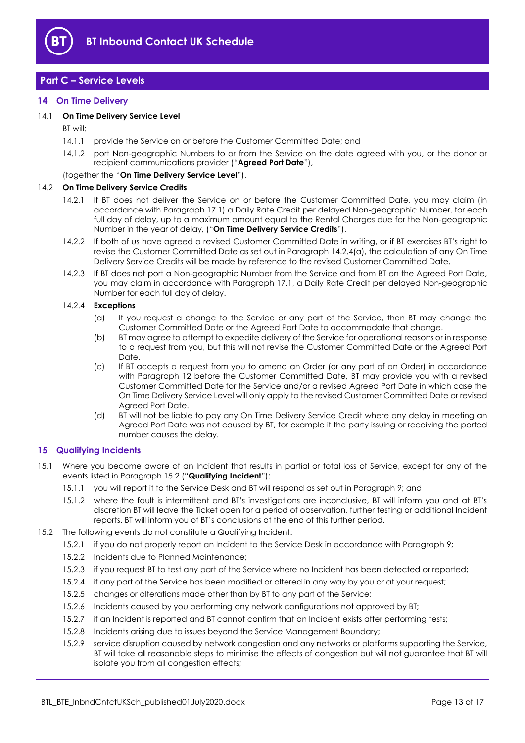## Part C – Service Levels

### 14 On Time Delivery

14.1 **On Time Delivery Service Level**

BT will:

14.1.1 provide the Service on or before the Customer Committed Date; and

14.1.2 port Non-geographic Numbers to or from the Service on the date agreed with you, or the donor or recipient communications provider ("**Agreed Port Date**"),

(together the "**On Time Delivery Service Level**").

14.2 **On Time Delivery Service Credits**

14.2.1 If BT does not deliver the Service on or before the Customer Committed Date, you may claim (in accordance with Paragraph 17.1) a Daily Rate Credit per delayed Non-geographic Number, for each full day of delay, up to a maximum amount equal to the Rental Charges due for the Non-geographic Number in the year of delay, ("**On Time Delivery Service Credits**").

14.2.2 If both of us have agreed a revised Customer Committed Date in writing, or if BT exercises BT's right to revise the Customer Committed Date as set out in Paragraph 14.2.4(a), the calculation of any On Time Delivery Service Credits will be made by reference to the revised Customer Committed Date.

14.2.3 If BT does not port a Non-geographic Number from the Service and from BT on the Agreed Port Date, you may claim in accordance with Paragraph 17.1, a Daily Rate Credit per delayed Non-geographic Number for each full day of delay.

14.2.4 **Exceptions**

(a) If you request a change to the Service or any part of the Service, then BT may change the Customer Committed Date or the Agreed Port Date to accommodate that change.

(b) BT may agree to attempt to expedite delivery of the Service for operational reasons or in response to a request from you, but this will not revise the Customer Committed Date or the Agreed Port Date.

(c) If BT accepts a request from you to amend an Order (or any part of an Order) in accordance with Paragraph 12 before the Customer Committed Date, BT may provide you with a revised Customer Committed Date for the Service and/or a revised Agreed Port Date in which case the On Time Delivery Service Level will only apply to the revised Customer Committed Date or revised Agreed Port Date.

(d) BT will not be liable to pay any On Time Delivery Service Credit where any delay in meeting an Agreed Port Date was not caused by BT, for example if the party issuing or receiving the ported number causes the delay.

### 15 Qualifying Incidents

15.1 Where you become aware of an Incident that results in partial or total loss of Service, except for any of the events listed in Paragraph 15.2 ("**Qualifying Incident**"):

15.1.1 you will report it to the Service Desk and BT will respond as set out in Paragraph 9; and

15.1.2 where the fault is intermittent and BT's investigations are inconclusive, BT will inform you and at BT's discretion BT will leave the Ticket open for a period of observation, further testing or additional Incident reports. BT will inform you of BT's conclusions at the end of this further period.

15.2 The following events do not constitute a Qualifying Incident:

15.2.1 if you do not properly report an Incident to the Service Desk in accordance with Paragraph 9;

15.2.2 Incidents due to Planned Maintenance;

15.2.3 if you request BT to test any part of the Service where no Incident has been detected or reported;

15.2.4 if any part of the Service has been modified or altered in any way by you or at your request;

15.2.5 changes or alterations made other than by BT to any part of the Service;

15.2.6 Incidents caused by you performing any network configurations not approved by BT;

15.2.7 if an Incident is reported and BT cannot confirm that an Incident exists after performing tests;

15.2.8 Incidents arising due to issues beyond the Service Management Boundary;

15.2.9 service disruption caused by network congestion and any networks or platforms supporting the Service, BT will take all reasonable steps to minimise the effects of congestion but will not guarantee that BT will isolate you from all congestion effects;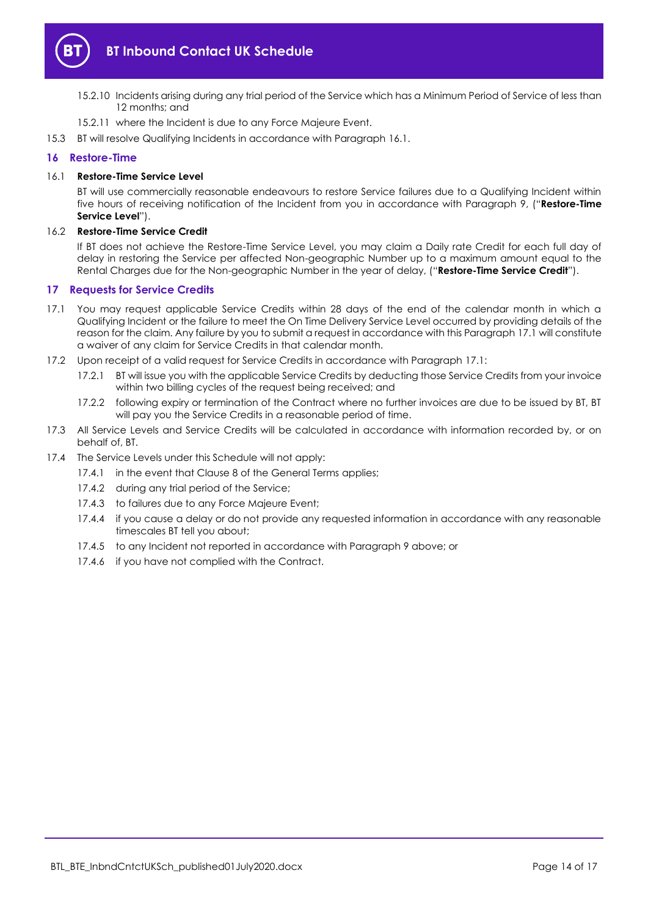15.2.10 Incidents arising during any trial period of the Service which has a Minimum Period of Service of less than 12 months; and

15.2.11 where the Incident is due to any Force Majeure Event.

15.3 BT will resolve Qualifying Incidents in accordance with Paragraph 16.1.

## 16 Restore-Time

### 16.1 Restore-Time Service Level

BT will use commercially reasonable endeavours to restore Service failures due to a Qualifying Incident within five hours of receiving notification of the Incident from you in accordance with Paragraph 9, ("**Restore-Time Service Level**").

### 16.2 Restore-Time Service Credit

If BT does not achieve the Restore-Time Service Level, you may claim a Daily rate Credit for each full day of delay in restoring the Service per affected Non-geographic Number up to a maximum amount equal to the Rental Charges due for the Non-geographic Number in the year of delay, ("**Restore-Time Service Credit**").

## 17 Requests for Service Credits

17.1 You may request applicable Service Credits within 28 days of the end of the calendar month in which a Qualifying Incident or the failure to meet the On Time Delivery Service Level occurred by providing details of the reason for the claim. Any failure by you to submit a request in accordance with this Paragraph 17.1 will constitute a waiver of any claim for Service Credits in that calendar month.

17.2 Upon receipt of a valid request for Service Credits in accordance with Paragraph 17.1:

17.2.1 BT will issue you with the applicable Service Credits by deducting those Service Credits from your invoice within two billing cycles of the request being received; and

17.2.2 following expiry or termination of the Contract where no further invoices are due to be issued by BT, BT will pay you the Service Credits in a reasonable period of time.

17.3 All Service Levels and Service Credits will be calculated in accordance with information recorded by, or on behalf of, BT.

17.4 The Service Levels under this Schedule will not apply:

17.4.1 in the event that Clause 8 of the General Terms applies;

17.4.2 during any trial period of the Service;

17.4.3 to failures due to any Force Majeure Event;

17.4.4 if you cause a delay or do not provide any requested information in accordance with any reasonable timescales BT tell you about;

17.4.5 to any Incident not reported in accordance with Paragraph 9 above; or

17.4.6 if you have not complied with the Contract.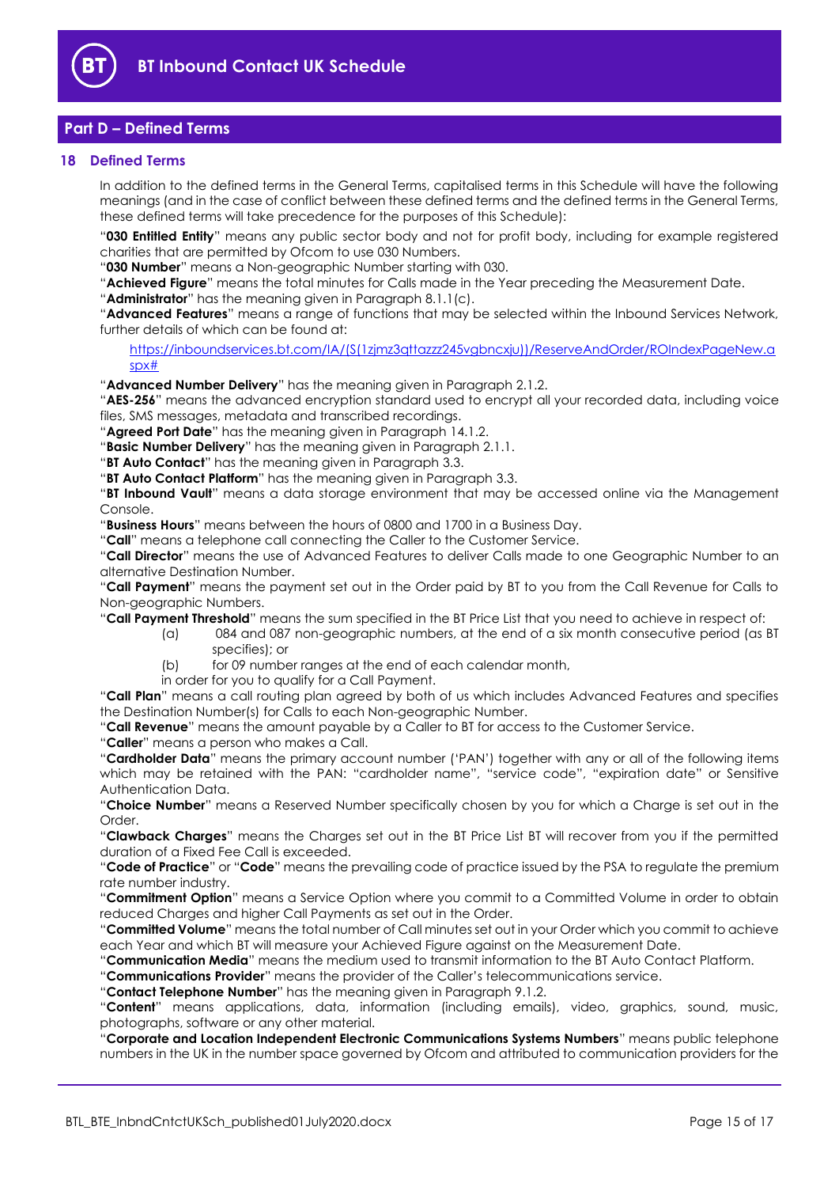## Part D – Defined Terms

### 18 Defined Terms

In addition to the defined terms in the General Terms, capitalised terms in this Schedule will have the following meanings (and in the case of conflict between these defined terms and the defined terms in the General Terms, these defined terms will take precedence for the purposes of this Schedule):

"**030 Entitled Entity**" means any public sector body and not for profit body, including for example registered charities that are permitted by Ofcom to use 030 Numbers.

"**030 Number**" means a Non-geographic Number starting with 030.

"**Achieved Figure**" means the total minutes for Calls made in the Year preceding the Measurement Date.

"**Administrator**" has the meaning given in Paragraph 8.1.1(c).

"**Advanced Features**" means a range of functions that may be selected within the Inbound Services Network, further details of which can be found at:

https://inboundservices.bt.com/IA/(S(1zjmz3qttazzz245vgbncxju))/ReserveAndOrder/ROIndexPageNew.aspx#

"**Advanced Number Delivery**" has the meaning given in Paragraph 2.1.2.

"**AES-256**" means the advanced encryption standard used to encrypt all your recorded data, including voice files, SMS messages, metadata and transcribed recordings.

"**Agreed Port Date**" has the meaning given in Paragraph 14.1.2.

"**Basic Number Delivery**" has the meaning given in Paragraph 2.1.1.

"**BT Auto Contact**" has the meaning given in Paragraph 3.3.

"**BT Auto Contact Platform**" has the meaning given in Paragraph 3.3.

"**BT Inbound Vault**" means a data storage environment that may be accessed online via the Management Console.

"**Business Hours**" means between the hours of 0800 and 1700 in a Business Day.

"**Call**" means a telephone call connecting the Caller to the Customer Service.

"**Call Director**" means the use of Advanced Features to deliver Calls made to one Geographic Number to an alternative Destination Number.

"**Call Payment**" means the payment set out in the Order paid by BT to you from the Call Revenue for Calls to Non-geographic Numbers.

"**Call Payment Threshold**" means the sum specified in the BT Price List that you need to achieve in respect of:

(a) 084 and 087 non-geographic numbers, at the end of a six month consecutive period (as BT specifies); or

(b) for 09 number ranges at the end of each calendar month,

in order for you to qualify for a Call Payment.

"**Call Plan**" means a call routing plan agreed by both of us which includes Advanced Features and specifies the Destination Number(s) for Calls to each Non-geographic Number.

"**Call Revenue**" means the amount payable by a Caller to BT for access to the Customer Service.

"**Caller**" means a person who makes a Call.

"**Cardholder Data**" means the primary account number ('PAN') together with any or all of the following items which may be retained with the PAN: "cardholder name", "service code", "expiration date" or Sensitive Authentication Data.

"**Choice Number**" means a Reserved Number specifically chosen by you for which a Charge is set out in the Order.

"**Clawback Charges**" means the Charges set out in the BT Price List BT will recover from you if the permitted duration of a Fixed Fee Call is exceeded.

"**Code of Practice**" or "**Code**" means the prevailing code of practice issued by the PSA to regulate the premium rate number industry.

"**Commitment Option**" means a Service Option where you commit to a Committed Volume in order to obtain reduced Charges and higher Call Payments as set out in the Order.

"**Committed Volume**" means the total number of Call minutes set out in your Order which you commit to achieve each Year and which BT will measure your Achieved Figure against on the Measurement Date.

"**Communication Media**" means the medium used to transmit information to the BT Auto Contact Platform.

"**Communications Provider**" means the provider of the Caller's telecommunications service.

"**Contact Telephone Number**" has the meaning given in Paragraph 9.1.2.

"**Content**" means applications, data, information (including emails), video, graphics, sound, music, photographs, software or any other material.

"**Corporate and Location Independent Electronic Communications Systems Numbers**" means public telephone numbers in the UK in the number space governed by Ofcom and attributed to communication providers for the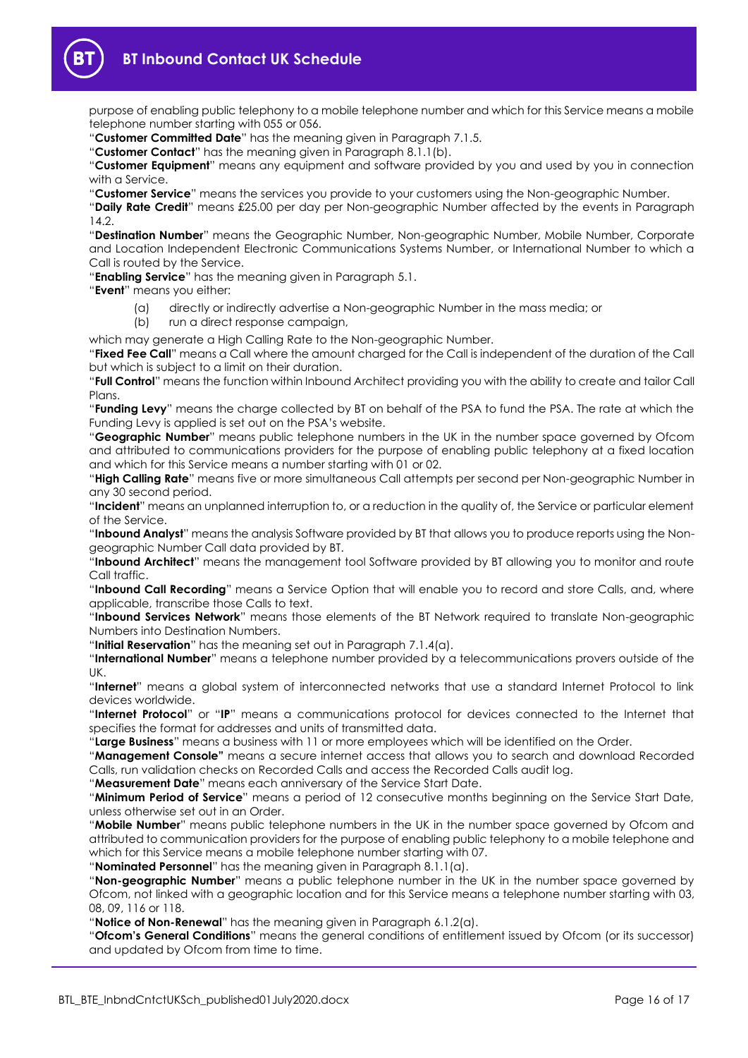purpose of enabling public telephony to a mobile telephone number and which for this Service means a mobile telephone number starting with 055 or 056.

"**Customer Committed Date**" has the meaning given in Paragraph 7.1.5.

"**Customer Contact**" has the meaning given in Paragraph 8.1.1(b).

"**Customer Equipment**" means any equipment and software provided by you and used by you in connection with a Service.

"**Customer Service**" means the services you provide to your customers using the Non-geographic Number.

"**Daily Rate Credit**" means £25.00 per day per Non-geographic Number affected by the events in Paragraph 14.2.

"**Destination Number**" means the Geographic Number, Non-geographic Number, Mobile Number, Corporate and Location Independent Electronic Communications Systems Number, or International Number to which a Call is routed by the Service.

"**Enabling Service**" has the meaning given in Paragraph 5.1.

"**Event**" means you either:

(a) directly or indirectly advertise a Non-geographic Number in the mass media; or

(b) run a direct response campaign,

which may generate a High Calling Rate to the Non-geographic Number.

"**Fixed Fee Call**" means a Call where the amount charged for the Call is independent of the duration of the Call but which is subject to a limit on their duration.

"**Full Control**" means the function within Inbound Architect providing you with the ability to create and tailor Call Plans.

"**Funding Levy**" means the charge collected by BT on behalf of the PSA to fund the PSA. The rate at which the Funding Levy is applied is set out on the PSA's website.

"**Geographic Number**" means public telephone numbers in the UK in the number space governed by Ofcom and attributed to communications providers for the purpose of enabling public telephony at a fixed location and which for this Service means a number starting with 01 or 02.

"**High Calling Rate**" means five or more simultaneous Call attempts per second per Non-geographic Number in any 30 second period.

"**Incident**" means an unplanned interruption to, or a reduction in the quality of, the Service or particular element of the Service.

"**Inbound Analyst**" means the analysis Software provided by BT that allows you to produce reports using the Non-geographic Number Call data provided by BT.

"**Inbound Architect**" means the management tool Software provided by BT allowing you to monitor and route Call traffic.

"**Inbound Call Recording**" means a Service Option that will enable you to record and store Calls, and, where applicable, transcribe those Calls to text.

"**Inbound Services Network**" means those elements of the BT Network required to translate Non-geographic Numbers into Destination Numbers.

"**Initial Reservation**" has the meaning set out in Paragraph 7.1.4(a).

"**International Number**" means a telephone number provided by a telecommunications provers outside of the UK.

"**Internet**" means a global system of interconnected networks that use a standard Internet Protocol to link devices worldwide.

"**Internet Protocol**" or "**IP**" means a communications protocol for devices connected to the Internet that specifies the format for addresses and units of transmitted data.

"**Large Business**" means a business with 11 or more employees which will be identified on the Order.

"**Management Console"** means a secure internet access that allows you to search and download Recorded Calls, run validation checks on Recorded Calls and access the Recorded Calls audit log.

"**Measurement Date**" means each anniversary of the Service Start Date.

"**Minimum Period of Service**" means a period of 12 consecutive months beginning on the Service Start Date, unless otherwise set out in an Order.

"**Mobile Number**" means public telephone numbers in the UK in the number space governed by Ofcom and attributed to communication providers for the purpose of enabling public telephony to a mobile telephone and which for this Service means a mobile telephone number starting with 07.

"**Nominated Personnel**" has the meaning given in Paragraph 8.1.1(a).

"**Non-geographic Number**" means a public telephone number in the UK in the number space governed by Ofcom, not linked with a geographic location and for this Service means a telephone number starting with 03, 08, 09, 116 or 118.

"**Notice of Non-Renewal**" has the meaning given in Paragraph 6.1.2(a).

"**Ofcom's General Conditions**" means the general conditions of entitlement issued by Ofcom (or its successor) and updated by Ofcom from time to time.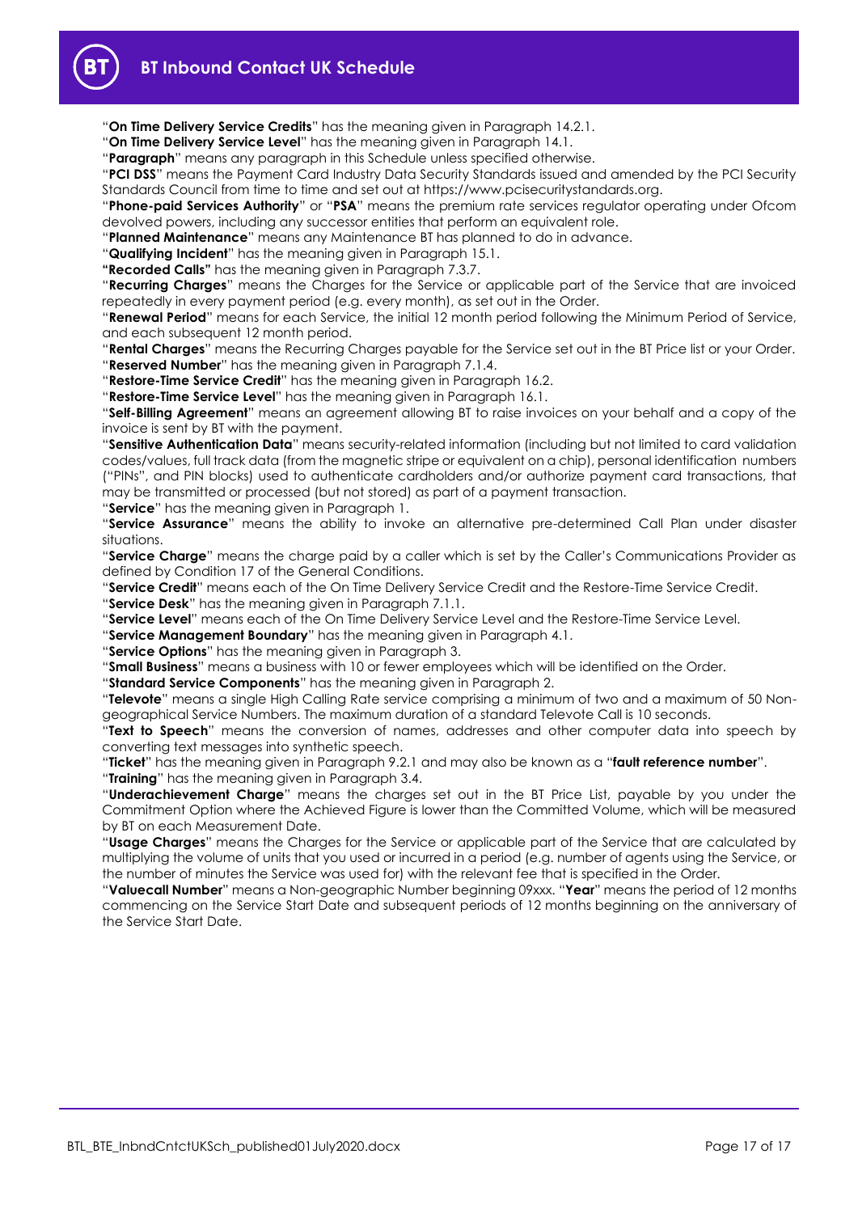"**On Time Delivery Service Credits**" has the meaning given in Paragraph 14.2.1.

"**On Time Delivery Service Level**" has the meaning given in Paragraph 14.1.

"**Paragraph**" means any paragraph in this Schedule unless specified otherwise.

"**PCI DSS**" means the Payment Card Industry Data Security Standards issued and amended by the PCI Security Standards Council from time to time and set out at https://www.pcisecuritystandards.org.

"**Phone-paid Services Authority**" or "**PSA**" means the premium rate services regulator operating under Ofcom devolved powers, including any successor entities that perform an equivalent role.

"**Planned Maintenance**" means any Maintenance BT has planned to do in advance.

"**Qualifying Incident**" has the meaning given in Paragraph 15.1.

**"Recorded Calls"** has the meaning given in Paragraph 7.3.7.

"**Recurring Charges**" means the Charges for the Service or applicable part of the Service that are invoiced repeatedly in every payment period (e.g. every month), as set out in the Order.

"**Renewal Period**" means for each Service, the initial 12 month period following the Minimum Period of Service, and each subsequent 12 month period.

"**Rental Charges**" means the Recurring Charges payable for the Service set out in the BT Price list or your Order.

"**Reserved Number**" has the meaning given in Paragraph 7.1.4.

"**Restore-Time Service Credit**" has the meaning given in Paragraph 16.2.

"**Restore-Time Service Level**" has the meaning given in Paragraph 16.1.

"**Self-Billing Agreement**" means an agreement allowing BT to raise invoices on your behalf and a copy of the invoice is sent by BT with the payment.

"**Sensitive Authentication Data**" means security-related information (including but not limited to card validation codes/values, full track data (from the magnetic stripe or equivalent on a chip), personal identification numbers ("PINs", and PIN blocks) used to authenticate cardholders and/or authorize payment card transactions, that may be transmitted or processed (but not stored) as part of a payment transaction.

"**Service**" has the meaning given in Paragraph 1.

"**Service Assurance**" means the ability to invoke an alternative pre-determined Call Plan under disaster situations.

"**Service Charge**" means the charge paid by a caller which is set by the Caller's Communications Provider as defined by Condition 17 of the General Conditions.

"**Service Credit**" means each of the On Time Delivery Service Credit and the Restore-Time Service Credit.

"**Service Desk**" has the meaning given in Paragraph 7.1.1.

"**Service Level**" means each of the On Time Delivery Service Level and the Restore-Time Service Level.

"**Service Management Boundary**" has the meaning given in Paragraph 4.1.

"**Service Options**" has the meaning given in Paragraph 3.

"**Small Business**" means a business with 10 or fewer employees which will be identified on the Order.

"**Standard Service Components**" has the meaning given in Paragraph 2.

"**Televote**" means a single High Calling Rate service comprising a minimum of two and a maximum of 50 Non-geographical Service Numbers. The maximum duration of a standard Televote Call is 10 seconds.

"**Text to Speech**" means the conversion of names, addresses and other computer data into speech by converting text messages into synthetic speech.

"**Ticket**" has the meaning given in Paragraph 9.2.1 and may also be known as a "**fault reference number**".

"**Training**" has the meaning given in Paragraph 3.4.

"**Underachievement Charge**" means the charges set out in the BT Price List, payable by you under the Commitment Option where the Achieved Figure is lower than the Committed Volume, which will be measured by BT on each Measurement Date.

"**Usage Charges**" means the Charges for the Service or applicable part of the Service that are calculated by multiplying the volume of units that you used or incurred in a period (e.g. number of agents using the Service, or the number of minutes the Service was used for) with the relevant fee that is specified in the Order.

"**Valuecall Number**" means a Non-geographic Number beginning 09xxx. "**Year**" means the period of 12 months commencing on the Service Start Date and subsequent periods of 12 months beginning on the anniversary of the Service Start Date.